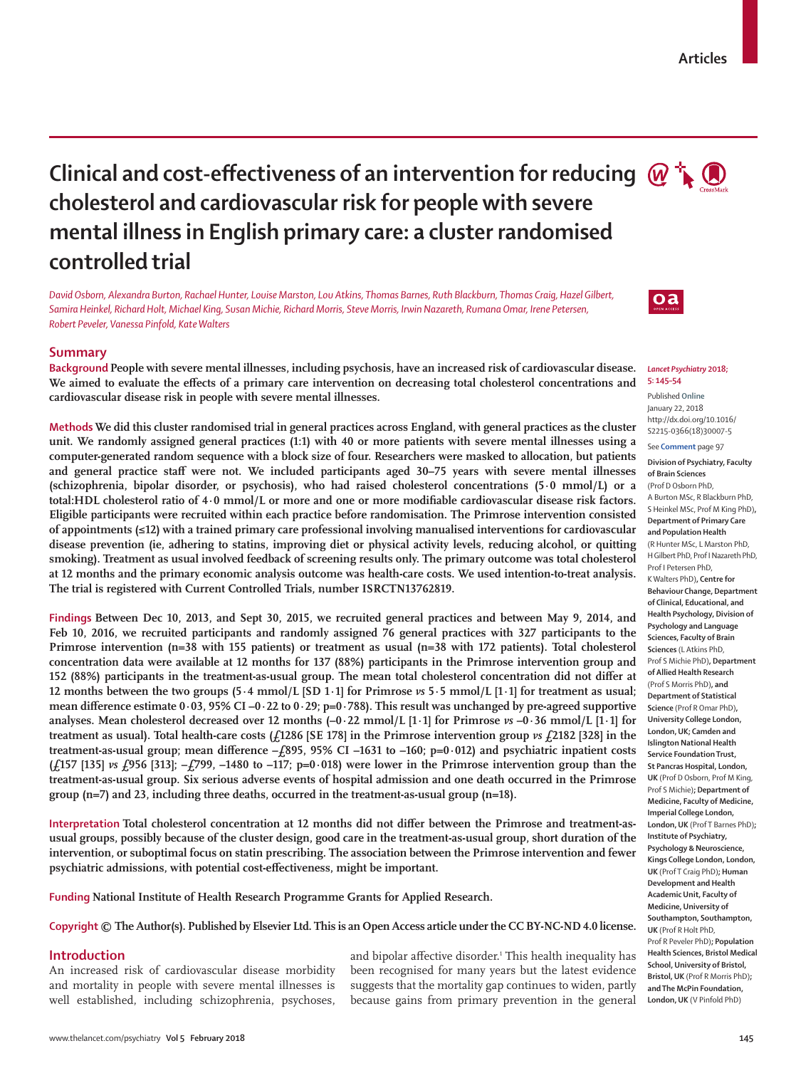Articles

# Clinical and cost-effectiveness of an intervention for reducing cholesterol and cardiovascular risk for people with severe mental illness in English primary care: a cluster randomised controlled trial

*David Osborn, Alexandra Burton, Rachael Hunter, Louise Marston, Lou Atkins, Thomas Barnes, Ruth Blackburn, Thomas Craig, Hazel Gilbert, Samira Heinkel, Richard Holt, Michael King, Susan Michie, Richard Morris, Steve Morris, Irwin Nazareth, Rumana Omar, Irene Petersen, Robert Peveler, Vanessa Pinfold, Kate Walters*

## Summary

**Background** People with severe mental illnesses, including psychosis, have an increased risk of cardiovascular disease. We aimed to evaluate the effects of a primary care intervention on decreasing total cholesterol concentrations and cardiovascular disease risk in people with severe mental illnesses.

**Methods** We did this cluster randomised trial in general practices across England, with general practices as the cluster unit. We randomly assigned general practices (1:1) with 40 or more patients with severe mental illnesses using a computer-generated random sequence with a block size of four. Researchers were masked to allocation, but patients and general practice staff were not. We included participants aged 30–75 years with severe mental illnesses (schizophrenia, bipolar disorder, or psychosis), who had raised cholesterol concentrations (5·0 mmol/L) or a total:HDL cholesterol ratio of 4·0 mmol/L or more and one or more modifiable cardiovascular disease risk factors. Eligible participants were recruited within each practice before randomisation. The Primrose intervention consisted of appointments (≤12) with a trained primary care professional involving manualised interventions for cardiovascular disease prevention (ie, adhering to statins, improving diet or physical activity levels, reducing alcohol, or quitting smoking). Treatment as usual involved feedback of screening results only. The primary outcome was total cholesterol at 12 months and the primary economic analysis outcome was health-care costs. We used intention-to-treat analysis. The trial is registered with Current Controlled Trials, number ISRCTN13762819.

**Findings** Between Dec 10, 2013, and Sept 30, 2015, we recruited general practices and between May 9, 2014, and Feb 10, 2016, we recruited participants and randomly assigned 76 general practices with 327 participants to the Primrose intervention (n=38 with 155 patients) or treatment as usual (n=38 with 172 patients). Total cholesterol concentration data were available at 12 months for 137 (88%) participants in the Primrose intervention group and 152 (88%) participants in the treatment-as-usual group. The mean total cholesterol concentration did not differ at 12 months between the two groups (5·4 mmol/L [SD 1·1] for Primrose *vs* 5·5 mmol/L [1·1] for treatment as usual; mean difference estimate 0·03, 95% CI –0·22 to 0·29; p=0·788). This result was unchanged by pre-agreed supportive analyses. Mean cholesterol decreased over 12 months (–0·22 mmol/L [1·1] for Primrose *vs* –0·36 mmol/L [1·1] for treatment as usual). Total health-care costs (£1286 [SE 178] in the Primrose intervention group *vs* £2182 [328] in the treatment-as-usual group; mean difference –£895, 95% CI –1631 to –160; p=0·012) and psychiatric inpatient costs (£157 [135] *vs* £956 [313]; –£799, –1480 to –117; p=0·018) were lower in the Primrose intervention group than the treatment-as-usual group. Six serious adverse events of hospital admission and one death occurred in the Primrose group (n=7) and 23, including three deaths, occurred in the treatment-as-usual group (n=18).

**Interpretation** Total cholesterol concentration at 12 months did not differ between the Primrose and treatment-as-usual groups, possibly because of the cluster design, good care in the treatment-as-usual group, short duration of the intervention, or suboptimal focus on statin prescribing. The association between the Primrose intervention and fewer psychiatric admissions, with potential cost-effectiveness, might be important.

**Funding** National Institute of Health Research Programme Grants for Applied Research.

**Copyright** © The Author(s). Published by Elsevier Ltd. This is an Open Access article under the CC BY-NC-ND 4.0 license.

*Lancet Psychiatry* 2018; 5: 145–54

Published **Online** January 22, 2018 http://dx.doi.org/10.1016/S2215-0366(18)30007-5

See **Comment** page 97

**Division of Psychiatry, Faculty of Brain Sciences** (Prof D Osborn PhD, A Burton MSc, R Blackburn PhD, S Heinkel MSc, Prof M King PhD)**, Department of Primary Care and Population Health** (R Hunter MSc, L Marston PhD, H Gilbert PhD, Prof I Nazareth PhD, Prof I Petersen PhD, K Walters PhD)**, Centre for Behaviour Change, Department of Clinical, Educational, and Health Psychology, Division of Psychology and Language Sciences, Faculty of Brain Sciences** (L Atkins PhD, Prof S Michie PhD)**, Department of Allied Health Research** (Prof S Morris PhD)**, and Department of Statistical Science** (Prof R Omar PhD)**, University College London, London, UK; Camden and Islington National Health Service Foundation Trust, St Pancras Hospital, London, UK** (Prof D Osborn, Prof M King, Prof S Michie)**; Department of Medicine, Faculty of Medicine, Imperial College London, London, UK** (Prof T Barnes PhD)**; Institute of Psychiatry, Psychology & Neuroscience, Kings College London, London, UK** (Prof T Craig PhD)**; Human Development and Health Academic Unit, Faculty of Medicine, University of Southampton, Southampton, UK** (Prof R Holt PhD, Prof R Peveler PhD)**; Population Health Sciences, Bristol Medical School, University of Bristol, Bristol, UK** (Prof R Morris PhD)**; and The McPin Foundation, London, UK** (V Pinfold PhD)

## Introduction

An increased risk of cardiovascular disease morbidity and mortality in people with severe mental illnesses is well established, including schizophrenia, psychoses, and bipolar affective disorder.[1] This health inequality has been recognised for many years but the latest evidence suggests that the mortality gap continues to widen, partly because gains from primary prevention in the general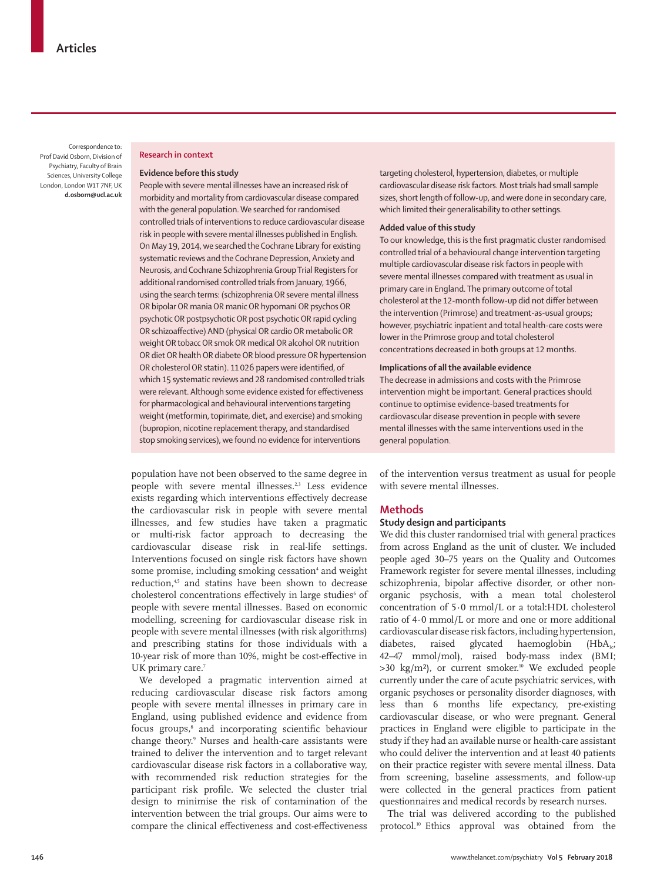Correspondence to: Prof David Osborn, Division of Psychiatry, Faculty of Brain Sciences, University College London, London W1T 7NF, UK **d.osborn@ucl.ac.uk**

## Research in context

### Evidence before this study

People with severe mental illnesses have an increased risk of morbidity and mortality from cardiovascular disease compared with the general population. We searched for randomised controlled trials of interventions to reduce cardiovascular disease risk in people with severe mental illnesses published in English. On May 19, 2014, we searched the Cochrane Library for existing systematic reviews and the Cochrane Depression, Anxiety and Neurosis, and Cochrane Schizophrenia Group Trial Registers for additional randomised controlled trials from January, 1966, using the search terms: (schizophrenia OR severe mental illness OR bipolar OR mania OR manic OR hypomani OR psychos OR psychotic OR postpsychotic OR post psychotic OR rapid cycling OR schizoaffective) AND (physical OR cardio OR metabolic OR weight OR tobacc OR smok OR medical OR alcohol OR nutrition OR diet OR health OR diabete OR blood pressure OR hypertension OR cholesterol OR statin). 11 026 papers were identified, of which 15 systematic reviews and 28 randomised controlled trials were relevant. Although some evidence existed for effectiveness for pharmacological and behavioural interventions targeting weight (metformin, topirimate, diet, and exercise) and smoking (bupropion, nicotine replacement therapy, and standardised stop smoking services), we found no evidence for interventions targeting cholesterol, hypertension, diabetes, or multiple cardiovascular disease risk factors. Most trials had small sample sizes, short length of follow-up, and were done in secondary care, which limited their generalisability to other settings.

### Added value of this study

To our knowledge, this is the first pragmatic cluster randomised controlled trial of a behavioural change intervention targeting multiple cardiovascular disease risk factors in people with severe mental illnesses compared with treatment as usual in primary care in England. The primary outcome of total cholesterol at the 12-month follow-up did not differ between the intervention (Primrose) and treatment-as-usual groups; however, psychiatric inpatient and total health-care costs were lower in the Primrose group and total cholesterol concentrations decreased in both groups at 12 months.

### Implications of all the available evidence

The decrease in admissions and costs with the Primrose intervention might be important. General practices should continue to optimise evidence-based treatments for cardiovascular disease prevention in people with severe mental illnesses with the same interventions used in the general population.

population have not been observed to the same degree in people with severe mental illnesses.[2,3] Less evidence exists regarding which interventions effectively decrease the cardiovascular risk in people with severe mental illnesses, and few studies have taken a pragmatic or multi-risk factor approach to decreasing the cardiovascular disease risk in real-life settings. Interventions focused on single risk factors have shown some promise, including smoking cessation[4] and weight reduction,[4,5] and statins have been shown to decrease cholesterol concentrations effectively in large studies[6] of people with severe mental illnesses. Based on economic modelling, screening for cardiovascular disease risk in people with severe mental illnesses (with risk algorithms) and prescribing statins for those individuals with a 10-year risk of more than 10%, might be cost-effective in UK primary care.[7]

We developed a pragmatic intervention aimed at reducing cardiovascular disease risk factors among people with severe mental illnesses in primary care in England, using published evidence and evidence from focus groups,[8] and incorporating scientific behaviour change theory.[9] Nurses and health-care assistants were trained to deliver the intervention and to target relevant cardiovascular disease risk factors in a collaborative way, with recommended risk reduction strategies for the participant risk profile. We selected the cluster trial design to minimise the risk of contamination of the intervention between the trial groups. Our aims were to compare the clinical effectiveness and cost-effectiveness of the intervention versus treatment as usual for people with severe mental illnesses.

## Methods

### Study design and participants

We did this cluster randomised trial with general practices from across England as the unit of cluster. We included people aged 30–75 years on the Quality and Outcomes Framework register for severe mental illnesses, including schizophrenia, bipolar affective disorder, or other non-organic psychosis, with a mean total cholesterol concentration of 5·0 mmol/L or a total:HDL cholesterol ratio of 4·0 mmol/L or more and one or more additional cardiovascular disease risk factors, including hypertension, diabetes, raised glycated haemoglobin ($HbA_{1c}$; 42–47 mmol/mol), raised body-mass index (BMI; >30 kg/m²), or current smoker.[10] We excluded people currently under the care of acute psychiatric services, with organic psychoses or personality disorder diagnoses, with less than 6 months life expectancy, pre-existing cardiovascular disease, or who were pregnant. General practices in England were eligible to participate in the study if they had an available nurse or health-care assistant who could deliver the intervention and at least 40 patients on their practice register with severe mental illness. Data from screening, baseline assessments, and follow-up were collected in the general practices from patient questionnaires and medical records by research nurses.

The trial was delivered according to the published protocol.[10] Ethics approval was obtained from the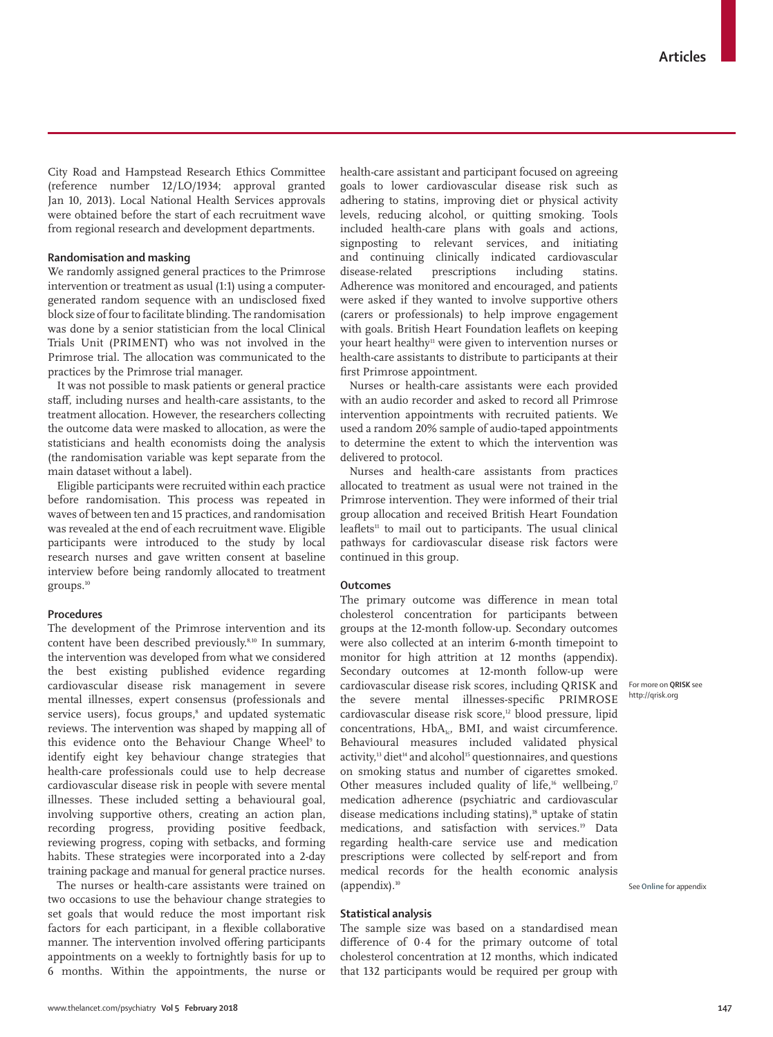City Road and Hampstead Research Ethics Committee (reference number 12/LO/1934; approval granted Jan 10, 2013). Local National Health Services approvals were obtained before the start of each recruitment wave from regional research and development departments.

### Randomisation and masking

We randomly assigned general practices to the Primrose intervention or treatment as usual (1:1) using a computer-generated random sequence with an undisclosed fixed block size of four to facilitate blinding. The randomisation was done by a senior statistician from the local Clinical Trials Unit (PRIMENT) who was not involved in the Primrose trial. The allocation was communicated to the practices by the Primrose trial manager.

It was not possible to mask patients or general practice staff, including nurses and health-care assistants, to the treatment allocation. However, the researchers collecting the outcome data were masked to allocation, as were the statisticians and health economists doing the analysis (the randomisation variable was kept separate from the main dataset without a label).

Eligible participants were recruited within each practice before randomisation. This process was repeated in waves of between ten and 15 practices, and randomisation was revealed at the end of each recruitment wave. Eligible participants were introduced to the study by local research nurses and gave written consent at baseline interview before being randomly allocated to treatment groups.[10]

### Procedures

The development of the Primrose intervention and its content have been described previously.[8,10] In summary, the intervention was developed from what we considered the best existing published evidence regarding cardiovascular disease risk management in severe mental illnesses, expert consensus (professionals and service users), focus groups,[8] and updated systematic reviews. The intervention was shaped by mapping all of this evidence onto the Behaviour Change Wheel[9] to identify eight key behaviour change strategies that health-care professionals could use to help decrease cardiovascular disease risk in people with severe mental illnesses. These included setting a behavioural goal, involving supportive others, creating an action plan, recording progress, providing positive feedback, reviewing progress, coping with setbacks, and forming habits. These strategies were incorporated into a 2-day training package and manual for general practice nurses.

The nurses or health-care assistants were trained on two occasions to use the behaviour change strategies to set goals that would reduce the most important risk factors for each participant, in a flexible collaborative manner. The intervention involved offering participants appointments on a weekly to fortnightly basis for up to 6 months. Within the appointments, the nurse or health-care assistant and participant focused on agreeing goals to lower cardiovascular disease risk such as adhering to statins, improving diet or physical activity levels, reducing alcohol, or quitting smoking. Tools included health-care plans with goals and actions, signposting to relevant services, and initiating and continuing clinically indicated cardiovascular disease-related prescriptions including statins. Adherence was monitored and encouraged, and patients were asked if they wanted to involve supportive others (carers or professionals) to help improve engagement with goals. British Heart Foundation leaflets on keeping your heart healthy[11] were given to intervention nurses or health-care assistants to distribute to participants at their first Primrose appointment.

Nurses or health-care assistants were each provided with an audio recorder and asked to record all Primrose intervention appointments with recruited patients. We used a random 20% sample of audio-taped appointments to determine the extent to which the intervention was delivered to protocol.

Nurses and health-care assistants from practices allocated to treatment as usual were not trained in the Primrose intervention. They were informed of their trial group allocation and received British Heart Foundation leaflets[11] to mail out to participants. The usual clinical pathways for cardiovascular disease risk factors were continued in this group.

### Outcomes

The primary outcome was difference in mean total cholesterol concentration for participants between groups at the 12-month follow-up. Secondary outcomes were also collected at an interim 6-month timepoint to monitor for high attrition at 12 months (appendix). Secondary outcomes at 12-month follow-up were cardiovascular disease risk scores, including QRISK and the severe mental illnesses-specific PRIMROSE cardiovascular disease risk score,[12] blood pressure, lipid concentrations, $HbA_{1c}$, BMI, and waist circumference. Behavioural measures included validated physical activity,[13] diet[14] and alcohol[15] questionnaires, and questions on smoking status and number of cigarettes smoked. Other measures included quality of life,[16] wellbeing,[17] medication adherence (psychiatric and cardiovascular disease medications including statins),[18] uptake of statin medications, and satisfaction with services.[19] Data regarding health-care service use and medication prescriptions were collected by self-report and from medical records for the health economic analysis (appendix).[10]

For more on **QRISK** see http://qrisk.org

See **Online** for appendix

### Statistical analysis

The sample size was based on a standardised mean difference of 0·4 for the primary outcome of total cholesterol concentration at 12 months, which indicated that 132 participants would be required per group with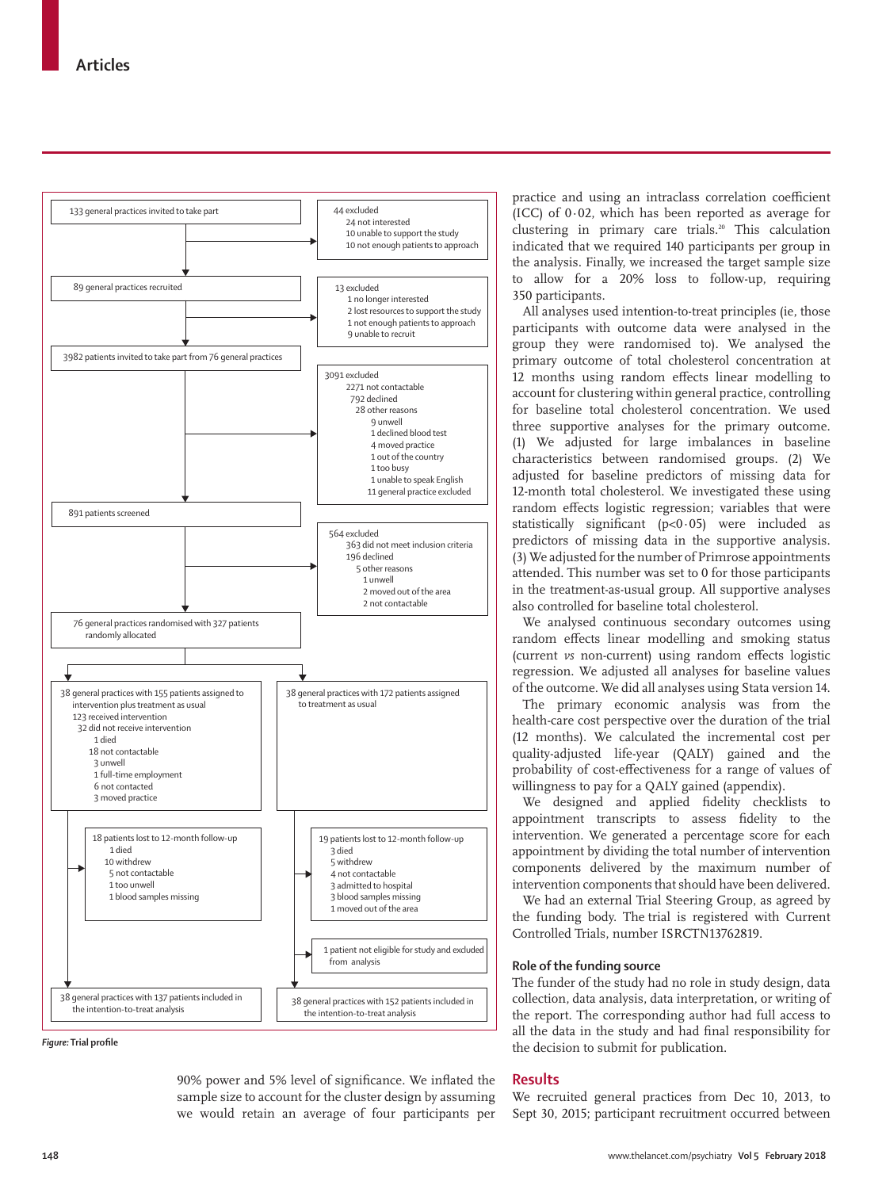133 general practices invited to take part

44 excluded
- 24 not interested
- 10 unable to support the study
- 10 not enough patients to approach

89 general practices recruited

13 excluded
- 1 no longer interested
- 2 lost resources to support the study
- 1 not enough patients to approach
- 9 unable to recruit

3982 patients invited to take part from 76 general practices

3091 excluded
- 2271 not contactable
- 792 declined
- 28 other reasons
  - 9 unwell
  - 1 declined blood test
  - 4 moved practice
  - 1 out of the country
  - 1 too busy
  - 1 unable to speak English
  - 11 general practice excluded

891 patients screened

564 excluded
- 363 did not meet inclusion criteria
- 196 declined
- 5 other reasons
  - 1 unwell
  - 2 moved out of the area
  - 2 not contactable

76 general practices randomised with 327 patients randomly allocated

38 general practices with 155 patients assigned to intervention plus treatment as usual
- 123 received intervention
- 32 did not receive intervention
  - 1 died
  - 18 not contactable
  - 3 unwell
  - 1 full-time employment
  - 6 not contacted
  - 3 moved practice

38 general practices with 172 patients assigned to treatment as usual

18 patients lost to 12-month follow-up
- 1 died
- 10 withdrew
- 5 not contactable
- 1 too unwell
- 1 blood samples missing

19 patients lost to 12-month follow-up
- 3 died
- 5 withdrew
- 4 not contactable
- 3 admitted to hospital
- 3 blood samples missing
- 1 moved out of the area

1 patient not eligible for study and excluded from analysis

38 general practices with 137 patients included in the intention-to-treat analysis

38 general practices with 152 patients included in the intention-to-treat analysis

*Figure:* **Trial profile**

90% power and 5% level of significance. We inflated the sample size to account for the cluster design by assuming we would retain an average of four participants per practice and using an intraclass correlation coefficient (ICC) of 0·02, which has been reported as average for clustering in primary care trials.[20] This calculation indicated that we required 140 participants per group in the analysis. Finally, we increased the target sample size to allow for a 20% loss to follow-up, requiring 350 participants.

All analyses used intention-to-treat principles (ie, those participants with outcome data were analysed in the group they were randomised to). We analysed the primary outcome of total cholesterol concentration at 12 months using random effects linear modelling to account for clustering within general practice, controlling for baseline total cholesterol concentration. We used three supportive analyses for the primary outcome. (1) We adjusted for large imbalances in baseline characteristics between randomised groups. (2) We adjusted for baseline predictors of missing data for 12-month total cholesterol. We investigated these using random effects logistic regression; variables that were statistically significant ($p<0·05$) were included as predictors of missing data in the supportive analysis. (3) We adjusted for the number of Primrose appointments attended. This number was set to 0 for those participants in the treatment-as-usual group. All supportive analyses also controlled for baseline total cholesterol.

We analysed continuous secondary outcomes using random effects linear modelling and smoking status (current *vs* non-current) using random effects logistic regression. We adjusted all analyses for baseline values of the outcome. We did all analyses using Stata version 14.

The primary economic analysis was from the health-care cost perspective over the duration of the trial (12 months). We calculated the incremental cost per quality-adjusted life-year (QALY) gained and the probability of cost-effectiveness for a range of values of willingness to pay for a QALY gained (appendix).

We designed and applied fidelity checklists to appointment transcripts to assess fidelity to the intervention. We generated a percentage score for each appointment by dividing the total number of intervention components delivered by the maximum number of intervention components that should have been delivered.

We had an external Trial Steering Group, as agreed by the funding body. The trial is registered with Current Controlled Trials, number ISRCTN13762819.

### Role of the funding source

The funder of the study had no role in study design, data collection, data analysis, data interpretation, or writing of the report. The corresponding author had full access to all the data in the study and had final responsibility for the decision to submit for publication.

## Results

We recruited general practices from Dec 10, 2013, to Sept 30, 2015; participant recruitment occurred between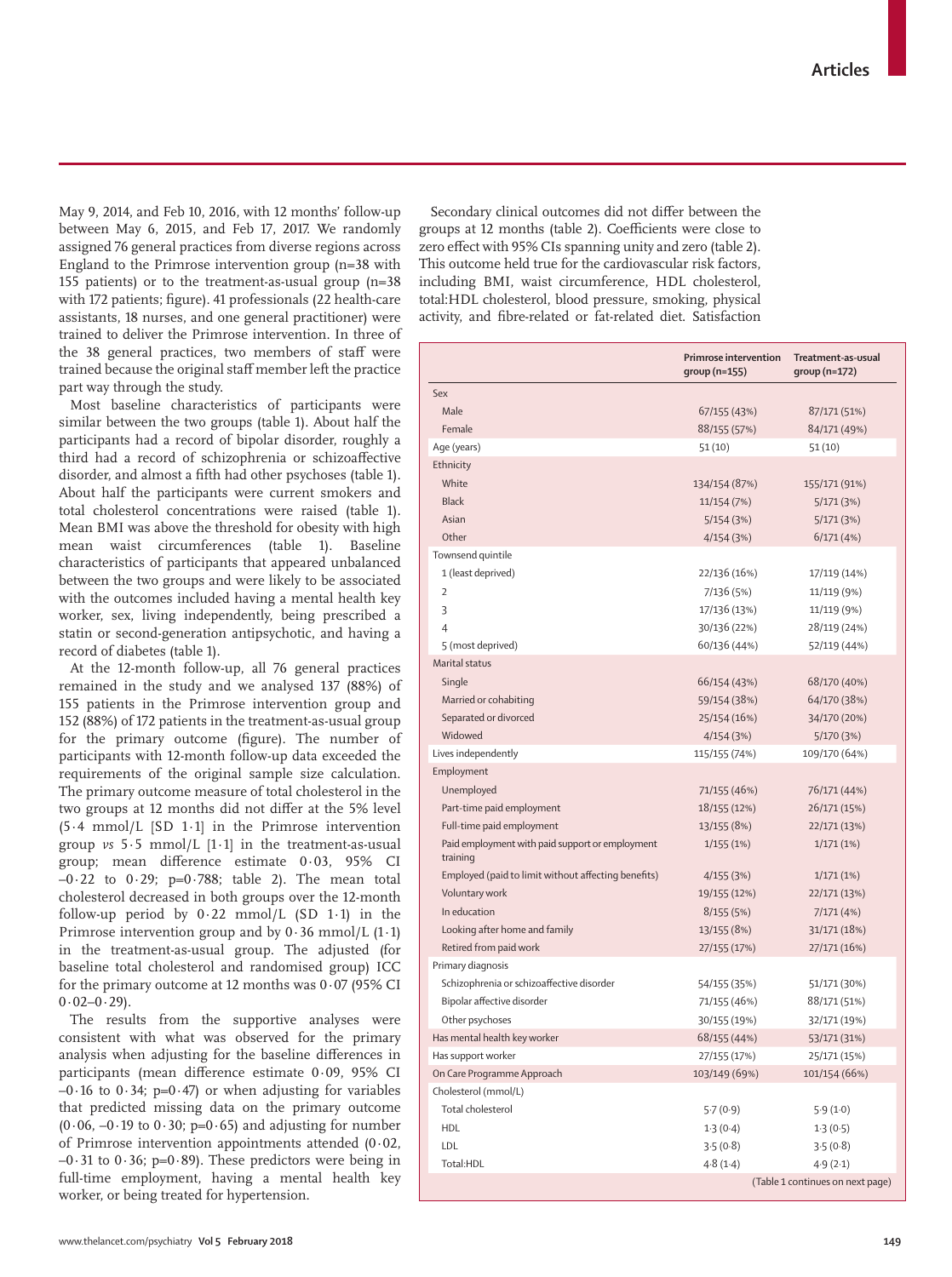May 9, 2014, and Feb 10, 2016, with 12 months' follow-up between May 6, 2015, and Feb 17, 2017. We randomly assigned 76 general practices from diverse regions across England to the Primrose intervention group (n=38 with 155 patients) or to the treatment-as-usual group (n=38 with 172 patients; figure). 41 professionals (22 health-care assistants, 18 nurses, and one general practitioner) were trained to deliver the Primrose intervention. In three of the 38 general practices, two members of staff were trained because the original staff member left the practice part way through the study.

Most baseline characteristics of participants were similar between the two groups (table 1). About half the participants had a record of bipolar disorder, roughly a third had a record of schizophrenia or schizoaffective disorder, and almost a fifth had other psychoses (table 1). About half the participants were current smokers and total cholesterol concentrations were raised (table 1). Mean BMI was above the threshold for obesity with high mean waist circumferences (table 1). Baseline characteristics of participants that appeared unbalanced between the two groups and were likely to be associated with the outcomes included having a mental health key worker, sex, living independently, being prescribed a statin or second-generation antipsychotic, and having a record of diabetes (table 1).

At the 12-month follow-up, all 76 general practices remained in the study and we analysed 137 (88%) of 155 patients in the Primrose intervention group and 152 (88%) of 172 patients in the treatment-as-usual group for the primary outcome (figure). The number of participants with 12-month follow-up data exceeded the requirements of the original sample size calculation. The primary outcome measure of total cholesterol in the two groups at 12 months did not differ at the 5% level (5·4 mmol/L [SD 1·1] in the Primrose intervention group *vs* 5·5 mmol/L [1·1] in the treatment-as-usual group; mean difference estimate 0·03, 95% CI –0·22 to 0·29; p=0·788; table 2). The mean total cholesterol decreased in both groups over the 12-month follow-up period by 0·22 mmol/L (SD 1·1) in the Primrose intervention group and by 0·36 mmol/L (1·1) in the treatment-as-usual group. The adjusted (for baseline total cholesterol and randomised group) ICC for the primary outcome at 12 months was 0·07 (95% CI 0·02–0·29).

The results from the supportive analyses were consistent with what was observed for the primary analysis when adjusting for the baseline differences in participants (mean difference estimate 0·09, 95% CI –0·16 to 0·34; p=0·47) or when adjusting for variables that predicted missing data on the primary outcome (0·06, –0·19 to 0·30; p=0·65) and adjusting for number of Primrose intervention appointments attended (0·02, –0·31 to 0·36; p=0·89). These predictors were being in full-time employment, having a mental health key worker, or being treated for hypertension.

Secondary clinical outcomes did not differ between the groups at 12 months (table 2). Coefficients were close to zero effect with 95% CIs spanning unity and zero (table 2). This outcome held true for the cardiovascular risk factors, including BMI, waist circumference, HDL cholesterol, total:HDL cholesterol, blood pressure, smoking, physical activity, and fibre-related or fat-related diet. Satisfaction

| | Primrose intervention group (n=155) | Treatment-as-usual group (n=172) |
|---|---|---|
| **Sex** | | |
| Male | 67/155 (43%) | 87/171 (51%) |
| Female | 88/155 (57%) | 84/171 (49%) |
| **Age (years)** | 51 (10) | 51 (10) |
| **Ethnicity** | | |
| White | 134/154 (87%) | 155/171 (91%) |
| Black | 11/154 (7%) | 5/171 (3%) |
| Asian | 5/154 (3%) | 5/171 (3%) |
| Other | 4/154 (3%) | 6/171 (4%) |
| **Townsend quintile** | | |
| 1 (least deprived) | 22/136 (16%) | 17/119 (14%) |
| 2 | 7/136 (5%) | 11/119 (9%) |
| 3 | 17/136 (13%) | 11/119 (9%) |
| 4 | 30/136 (22%) | 28/119 (24%) |
| 5 (most deprived) | 60/136 (44%) | 52/119 (44%) |
| **Marital status** | | |
| Single | 66/154 (43%) | 68/170 (40%) |
| Married or cohabiting | 59/154 (38%) | 64/170 (38%) |
| Separated or divorced | 25/154 (16%) | 34/170 (20%) |
| Widowed | 4/154 (3%) | 5/170 (3%) |
| **Lives independently** | 115/155 (74%) | 109/170 (64%) |
| **Employment** | | |
| Unemployed | 71/155 (46%) | 76/171 (44%) |
| Part-time paid employment | 18/155 (12%) | 26/171 (15%) |
| Full-time paid employment | 13/155 (8%) | 22/171 (13%) |
| Paid employment with paid support or employment training | 1/155 (1%) | 1/171 (1%) |
| Employed (paid to limit without affecting benefits) | 4/155 (3%) | 1/171 (1%) |
| Voluntary work | 19/155 (12%) | 22/171 (13%) |
| In education | 8/155 (5%) | 7/171 (4%) |
| Looking after home and family | 13/155 (8%) | 31/171 (18%) |
| Retired from paid work | 27/155 (17%) | 27/171 (16%) |
| **Primary diagnosis** | | |
| Schizophrenia or schizoaffective disorder | 54/155 (35%) | 51/171 (30%) |
| Bipolar affective disorder | 71/155 (46%) | 88/171 (51%) |
| Other psychoses | 30/155 (19%) | 32/171 (19%) |
| **Has mental health key worker** | 68/155 (44%) | 53/171 (31%) |
| **Has support worker** | 27/155 (17%) | 25/171 (15%) |
| **On Care Programme Approach** | 103/149 (69%) | 101/154 (66%) |
| **Cholesterol (mmol/L)** | | |
| Total cholesterol | 5·7 (0·9) | 5·9 (1·0) |
| HDL | 1·3 (0·4) | 1·3 (0·5) |
| LDL | 3·5 (0·8) | 3·5 (0·8) |
| Total:HDL | 4·8 (1·4) | 4·9 (2·1) |

(Table 1 continues on next page)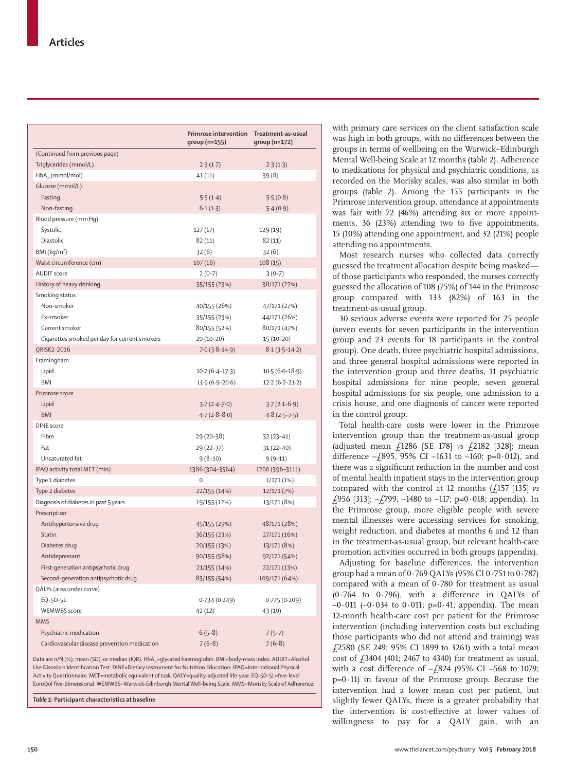| | Primrose intervention group (n=155) | Treatment-as-usual group (n=172) |
|---|---|---|
| (Continued from previous page) | | |
| Triglycerides (mmol/L) | 2·3 (1·7) | 2·3 (1·3) |
| $HbA_{1c}$ (mmol/mol) | 41 (11) | 39 (8) |
| Glucose (mmol/L) | | |
| Fasting | 5·5 (1·4) | 5·5 (0·8) |
| Non-fasting | 6·1 (1·3) | 5·4 (0·9) |
| Blood pressure (mm Hg) | | |
| Systolic | 127 (17) | 129 (19) |
| Diastolic | 82 (11) | 82 (11) |
| BMI ($kg/m^2$) | 32 (6) | 32 (6) |
| Waist circumference (cm) | 107 (16) | 108 (15) |
| AUDIT score | 2 (0–7) | 3 (0–7) |
| History of heavy drinking | 35/155 (23%) | 38/171 (22%) |
| Smoking status | | |
| Non-smoker | 40/155 (26%) | 47/171 (27%) |
| Ex-smoker | 35/155 (23%) | 44/171 (26%) |
| Current smoker | 80/155 (52%) | 80/171 (47%) |
| Cigarettes smoked per day for current smokers | 20 (10–20) | 15 (10–20) |
| QRISK2-2016 | 7·0 (3·8–14·9) | 8·1 (3·5–14·2) |
| Framingham | | |
| Lipid | 10·7 (6·4–17·3) | 10·5 (6·0–18·9) |
| BMI | 11·9 (6·9–20·6) | 12·2 (6·2–21·2) |
| Primrose score | | |
| Lipid | 3·7 (2·4–7·0) | 3·7 (2·1–6·9) |
| BMI | 4·7 (2·8–8·0) | 4·8 (2·5–7·5) |
| DINE score | | |
| Fibre | 29 (20–38) | 32 (23–41) |
| Fat | 29 (22–37) | 31 (22–40) |
| Unsaturated fat | 9 (8–10) | 9 (9–11) |
| IPAQ activity total MET (min) | 1386 (304–3564) | 1200 (396–3111) |
| Type 1 diabetes | 0 | 1/171 (1%) |
| Type 2 diabetes | 22/155 (14%) | 12/171 (7%) |
| Diagnosis of diabetes in past 5 years | 19/155 (12%) | 13/171 (8%) |
| Prescription | | |
| Antihypertensive drug | 45/155 (29%) | 48/171 (28%) |
| Statin | 36/155 (23%) | 27/171 (16%) |
| Diabetes drug | 20/155 (13%) | 13/171 (8%) |
| Antidepressant | 90/155 (58%) | 92/171 (54%) |
| First-generation antipsychotic drug | 21/155 (14%) | 22/171 (13%) |
| Second-generation antipsychotic drug | 83/155 (54%) | 109/171 (64%) |
| QALYs (area under curve) | | |
| EQ-5D-5L | 0·734 (0·249) | 0·775 (0·209) |
| WEMWBS score | 42 (12) | 43 (10) |
| MMS | | |
| Psychiatric medication | 6 (5–8) | 7 (5–7) |
| Cardiovascular disease prevention medication | 7 (6–8) | 7 (6–8) |

Data are n/N (%), mean (SD), or median (IQR). $HbA_{1c}$=glycated haemoglobin. BMI=body-mass index. AUDIT=Alcohol Use Disorders Identification Test. DINE=Dietary Instrument for Nutrition Education. IPAQ=International Physical Activity Questionnaire. MET=metabolic equivalent of task. QALY=quality-adjusted life-year. EQ-5D-5L=five-level EuroQol five-dimensional. WEMWBS=Warwick-Edinburgh Mental Well-being Scale. MMS=Morisky Scale of Adherence.

*Table 1:* **Participant characteristics at baseline**

with primary care services on the client satisfaction scale was high in both groups, with no differences between the groups in terms of wellbeing on the Warwick–Edinburgh Mental Well-being Scale at 12 months (table 2). Adherence to medications for physical and psychiatric conditions, as recorded on the Morisky scales, was also similar in both groups (table 2). Among the 155 participants in the Primrose intervention group, attendance at appointments was fair with 72 (46%) attending six or more appointments, 36 (23%) attending two to five appointments, 15 (10%) attending one appointment, and 32 (21%) people attending no appointments.

Most research nurses who collected data correctly guessed the treatment allocation despite being masked—of those participants who responded, the nurses correctly guessed the allocation of 108 (75%) of 144 in the Primrose group compared with 133 (82%) of 163 in the treatment-as-usual group.

30 serious adverse events were reported for 25 people (seven events for seven participants in the intervention group and 23 events for 18 participants in the control group). One death, three psychiatric hospital admissions, and three general hospital admissions were reported in the intervention group and three deaths, 11 psychiatric hospital admissions for nine people, seven general hospital admissions for six people, one admission to a crisis house, and one diagnosis of cancer were reported in the control group.

Total health-care costs were lower in the Primrose intervention group than the treatment-as-usual group (adjusted mean £1286 [SE 178] *vs* £2182 [328]; mean difference –£895, 95% CI –1631 to –160; p=0·012), and there was a significant reduction in the number and cost of mental health inpatient stays in the intervention group compared with the control at 12 months (£157 [135] *vs* £956 [313]; –£799, –1480 to –117; p=0·018; appendix). In the Primrose group, more eligible people with severe mental illnesses were accessing services for smoking, weight reduction, and diabetes at months 6 and 12 than in the treatment-as-usual group, but relevant health-care promotion activities occurred in both groups (appendix).

Adjusting for baseline differences, the intervention group had a mean of 0·769 QALYs (95% CI 0·751 to 0·787) compared with a mean of 0·780 for treatment as usual (0·764 to 0·796), with a difference in QALYs of –0·011 (–0·034 to 0·011; p=0·41; appendix). The mean 12-month health-care cost per patient for the Primrose intervention (including intervention costs but excluding those participants who did not attend and training) was £2580 (SE 249; 95% CI 1899 to 3261) with a total mean cost of £3404 (401; 2467 to 4340) for treatment as usual, with a cost difference of –£824 (95% CI –568 to 1079; p=0·11) in favour of the Primrose group. Because the intervention had a lower mean cost per patient, but slightly fewer QALYs, there is a greater probability that the intervention is cost-effective at lower values of willingness to pay for a QALY gain, with an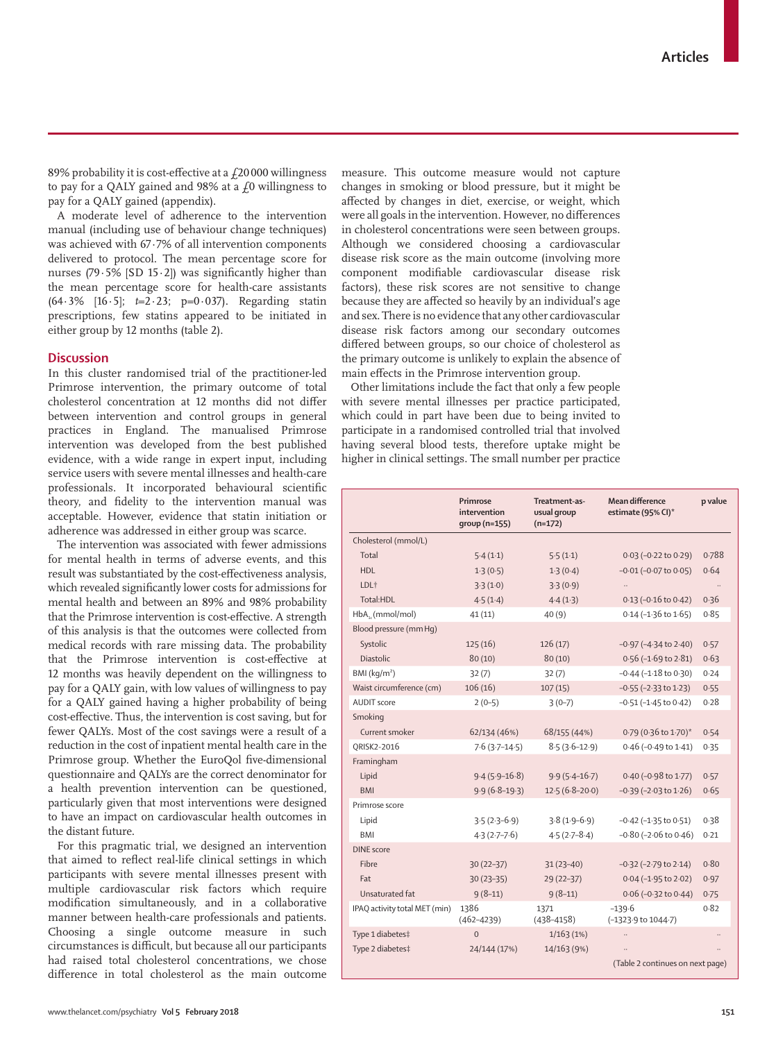89% probability it is cost-effective at a £20 000 willingness to pay for a QALY gained and 98% at a £0 willingness to pay for a QALY gained (appendix).

A moderate level of adherence to the intervention manual (including use of behaviour change techniques) was achieved with 67·7% of all intervention components delivered to protocol. The mean percentage score for nurses (79·5% [SD 15·2]) was significantly higher than the mean percentage score for health-care assistants (64·3% [16·5]; $t=2·23$; $p=0·037$). Regarding statin prescriptions, few statins appeared to be initiated in either group by 12 months (table 2).

## Discussion

In this cluster randomised trial of the practitioner-led Primrose intervention, the primary outcome of total cholesterol concentration at 12 months did not differ between intervention and control groups in general practices in England. The manualised Primrose intervention was developed from the best published evidence, with a wide range in expert input, including service users with severe mental illnesses and health-care professionals. It incorporated behavioural scientific theory, and fidelity to the intervention manual was acceptable. However, evidence that statin initiation or adherence was addressed in either group was scarce.

The intervention was associated with fewer admissions for mental health in terms of adverse events, and this result was substantiated by the cost-effectiveness analysis, which revealed significantly lower costs for admissions for mental health and between an 89% and 98% probability that the Primrose intervention is cost-effective. A strength of this analysis is that the outcomes were collected from medical records with rare missing data. The probability that the Primrose intervention is cost-effective at 12 months was heavily dependent on the willingness to pay for a QALY gain, with low values of willingness to pay for a QALY gained having a higher probability of being cost-effective. Thus, the intervention is cost saving, but for fewer QALYs. Most of the cost savings were a result of a reduction in the cost of inpatient mental health care in the Primrose group. Whether the EuroQol five-dimensional questionnaire and QALYs are the correct denominator for a health prevention intervention can be questioned, particularly given that most interventions were designed to have an impact on cardiovascular health outcomes in the distant future.

For this pragmatic trial, we designed an intervention that aimed to reflect real-life clinical settings in which participants with severe mental illnesses present with multiple cardiovascular risk factors which require modification simultaneously, and in a collaborative manner between health-care professionals and patients. Choosing a single outcome measure in such circumstances is difficult, but because all our participants had raised total cholesterol concentrations, we chose difference in total cholesterol as the main outcome measure. This outcome measure would not capture changes in smoking or blood pressure, but it might be affected by changes in diet, exercise, or weight, which were all goals in the intervention. However, no differences in cholesterol concentrations were seen between groups. Although we considered choosing a cardiovascular disease risk score as the main outcome (involving more component modifiable cardiovascular disease risk factors), these risk scores are not sensitive to change because they are affected so heavily by an individual's age and sex. There is no evidence that any other cardiovascular disease risk factors among our secondary outcomes differed between groups, so our choice of cholesterol as the primary outcome is unlikely to explain the absence of main effects in the Primrose intervention group.

Other limitations include the fact that only a few people with severe mental illnesses per practice participated, which could in part have been due to being invited to participate in a randomised controlled trial that involved having several blood tests, therefore uptake might be higher in clinical settings. The small number per practice

| | Primrose intervention group (n=155) | Treatment-as-usual group (n=172) | Mean difference estimate (95% CI)* | p value |
|---|---|---|---|---|
| Cholesterol (mmol/L) | | | | |
| Total | 5·4 (1·1) | 5·5 (1·1) | 0·03 (−0·22 to 0·29) | 0·788 |
| HDL | 1·3 (0·5) | 1·3 (0·4) | −0·01 (−0·07 to 0·05) | 0·64 |
| LDL† | 3·3 (1·0) | 3·3 (0·9) | .. | .. |
| Total:HDL | 4·5 (1·4) | 4·4 (1·3) | 0·13 (−0·16 to 0·42) | 0·36 |
| $HbA_{1c}$ (mmol/mol) | 41 (11) | 40 (9) | 0·14 (−1·36 to 1·65) | 0·85 |
| Blood pressure (mm Hg) | | | | |
| Systolic | 125 (16) | 126 (17) | −0·97 (−4·34 to 2·40) | 0·57 |
| Diastolic | 80 (10) | 80 (10) | 0·56 (−1·69 to 2·81) | 0·63 |
| BMI (kg/m²) | 32 (7) | 32 (7) | −0·44 (−1·18 to 0·30) | 0·24 |
| Waist circumference (cm) | 106 (16) | 107 (15) | −0·55 (−2·33 to 1·23) | 0·55 |
| AUDIT score | 2 (0–5) | 3 (0–7) | −0·51 (−1·45 to 0·42) | 0·28 |
| Smoking | | | | |
| Current smoker | 62/134 (46%) | 68/155 (44%) | 0·79 (0·36 to 1·70)* | 0·54 |
| QRISK2-2016 | 7·6 (3·7–14·5) | 8·5 (3·6–12·9) | 0·46 (−0·49 to 1·41) | 0·35 |
| Framingham | | | | |
| Lipid | 9·4 (5·9–16·8) | 9·9 (5·4–16·7) | 0·40 (−0·98 to 1·77) | 0·57 |
| BMI | 9·9 (6·8–19·3) | 12·5 (6·8–20·0) | −0·39 (−2·03 to 1·26) | 0·65 |
| Primrose score | | | | |
| Lipid | 3·5 (2·3–6·9) | 3·8 (1·9–6·9) | −0·42 (−1·35 to 0·51) | 0·38 |
| BMI | 4·3 (2·7–7·6) | 4·5 (2·7–8·4) | −0·80 (−2·06 to 0·46) | 0·21 |
| DINE score | | | | |
| Fibre | 30 (22–37) | 31 (23–40) | −0·32 (−2·79 to 2·14) | 0·80 |
| Fat | 30 (23–35) | 29 (22–37) | 0·04 (−1·95 to 2·02) | 0·97 |
| Unsaturated fat | 9 (8–11) | 9 (8–11) | 0·06 (−0·32 to 0·44) | 0·75 |
| IPAQ activity total MET (min) | 1386 (462–4239) | 1371 (438–4158) | −139·6 (−1323·9 to 1044·7) | 0·82 |
| Type 1 diabetes‡ | 0 | 1/163 (1%) | .. | .. |
| Type 2 diabetes‡ | 24/144 (17%) | 14/163 (9%) | .. | .. |

(Table 2 continues on next page)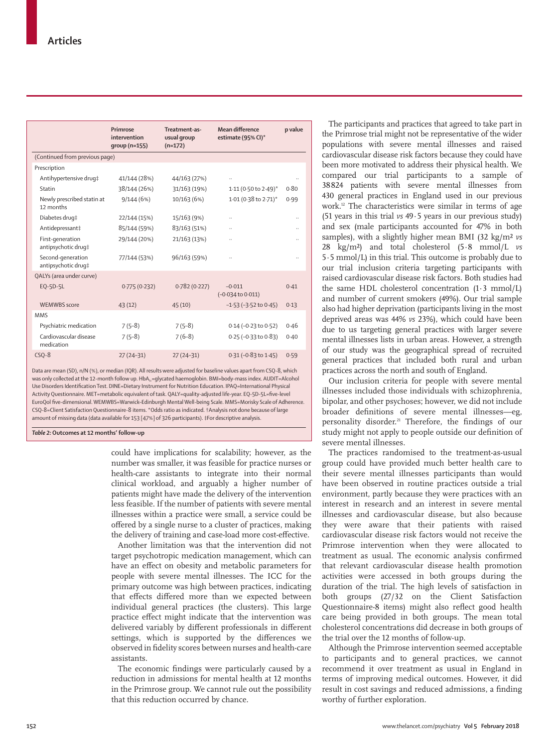| | Primrose intervention group (n=155) | Treatment-as-usual group (n=172) | Mean difference estimate (95% CI)* | p value |
|---|---|---|---|---|
| (Continued from previous page) | | | | |
| Prescription | | | | |
| Antihypertensive drug‡ | 41/144 (28%) | 44/163 (27%) | .. | .. |
| Statin | 38/144 (26%) | 31/163 (19%) | 1·11 (0·50 to 2·49)* | 0·80 |
| Newly prescribed statin at 12 months | 9/144 (6%) | 10/163 (6%) | 1·01 (0·38 to 2·71)* | 0·99 |
| Diabetes drug‡ | 22/144 (15%) | 15/163 (9%) | .. | .. |
| Antidepressant‡ | 85/144 (59%) | 83/163 (51%) | .. | .. |
| First-generation antipsychotic drug‡ | 29/144 (20%) | 21/163 (13%) | .. | .. |
| Second-generation antipsychotic drug‡ | 77/144 (53%) | 96/163 (59%) | .. | .. |
| QALYs (area under curve) | | | | |
| EQ-5D-5L | 0·775 (0·232) | 0·782 (0·227) | −0·011 (−0·034 to 0·011) | 0·41 |
| WEMWBS score | 43 (12) | 45 (10) | −1·53 (−3·52 to 0·45) | 0·13 |
| MMS | | | | |
| Psychiatric medication | 7 (5–8) | 7 (5–8) | 0·14 (−0·23 to 0·52) | 0·46 |
| Cardiovascular disease medication | 7 (5–8) | 7 (6–8) | 0·25 (−0·33 to 0·83) | 0·40 |
| CSQ-8 | 27 (24–31) | 27 (24–31) | 0·31 (−0·83 to 1·45) | 0·59 |

Data are mean (SD), n/N (%), or median (IQR). All results were adjusted for baseline values apart from CSQ-8, which was only collected at the 12-month follow up. $HbA_{1c}$=glycated haemoglobin. BMI=body-mass index. AUDIT=Alcohol Use Disorders Identification Test. DINE=Dietary Instrument for Nutrition Education. IPAQ=International Physical Activity Questionnaire. MET=metabolic equivalent of task. QALY=quality-adjusted life-year. EQ-5D-5L=five-level EuroQol five-dimensional. WEMWBS=Warwick-Edinburgh Mental Well-being Scale. MMS=Morisky Scale of Adherence. CSQ-8=Client Satisfaction Questionnaire-8 items. *Odds ratio as indicated. †Analysis not done because of large amount of missing data (data available for 153 [47%] of 326 participants). ‡For descriptive analysis.

*Table 2:* **Outcomes at 12 months' follow-up**

could have implications for scalability; however, as the number was smaller, it was feasible for practice nurses or health-care assistants to integrate into their normal clinical workload, and arguably a higher number of patients might have made the delivery of the intervention less feasible. If the number of patients with severe mental illnesses within a practice were small, a service could be offered by a single nurse to a cluster of practices, making the delivery of training and case-load more cost-effective.

Another limitation was that the intervention did not target psychotropic medication management, which can have an effect on obesity and metabolic parameters for people with severe mental illnesses. The ICC for the primary outcome was high between practices, indicating that effects differed more than we expected between individual general practices (the clusters). This large practice effect might indicate that the intervention was delivered variably by different professionals in different settings, which is supported by the differences we observed in fidelity scores between nurses and health-care assistants.

The economic findings were particularly caused by a reduction in admissions for mental health at 12 months in the Primrose group. We cannot rule out the possibility that this reduction occurred by chance.

The participants and practices that agreed to take part in the Primrose trial might not be representative of the wider populations with severe mental illnesses and raised cardiovascular disease risk factors because they could have been more motivated to address their physical health. We compared our trial participants to a sample of 38 824 patients with severe mental illnesses from 430 general practices in England used in our previous work.[12] The characteristics were similar in terms of age (51 years in this trial *vs* 49·5 years in our previous study) and sex (male participants accounted for 47% in both samples), with a slightly higher mean BMI (32 $kg/m^2$ *vs* 28 $kg/m^2$) and total cholesterol (5·8 mmol/L *vs* 5·5 mmol/L) in this trial. This outcome is probably due to our trial inclusion criteria targeting participants with raised cardiovascular disease risk factors. Both studies had the same HDL cholesterol concentration (1·3 mmol/L) and number of current smokers (49%). Our trial sample also had higher deprivation (participants living in the most deprived areas was 44% *vs* 23%), which could have been due to us targeting general practices with larger severe mental illnesses lists in urban areas. However, a strength of our study was the geographical spread of recruited general practices that included both rural and urban practices across the north and south of England.

Our inclusion criteria for people with severe mental illnesses included those individuals with schizophrenia, bipolar, and other psychoses; however, we did not include broader definitions of severe mental illnesses—eg, personality disorder.[21] Therefore, the findings of our study might not apply to people outside our definition of severe mental illnesses.

The practices randomised to the treatment-as-usual group could have provided much better health care to their severe mental illnesses participants than would have been observed in routine practices outside a trial environment, partly because they were practices with an interest in research and an interest in severe mental illnesses and cardiovascular disease, but also because they were aware that their patients with raised cardiovascular disease risk factors would not receive the Primrose intervention when they were allocated to treatment as usual. The economic analysis confirmed that relevant cardiovascular disease health promotion activities were accessed in both groups during the duration of the trial. The high levels of satisfaction in both groups (27/32 on the Client Satisfaction Questionnaire-8 items) might also reflect good health care being provided in both groups. The mean total cholesterol concentrations did decrease in both groups of the trial over the 12 months of follow-up.

Although the Primrose intervention seemed acceptable to participants and to general practices, we cannot recommend it over treatment as usual in England in terms of improving medical outcomes. However, it did result in cost savings and reduced admissions, a finding worthy of further exploration.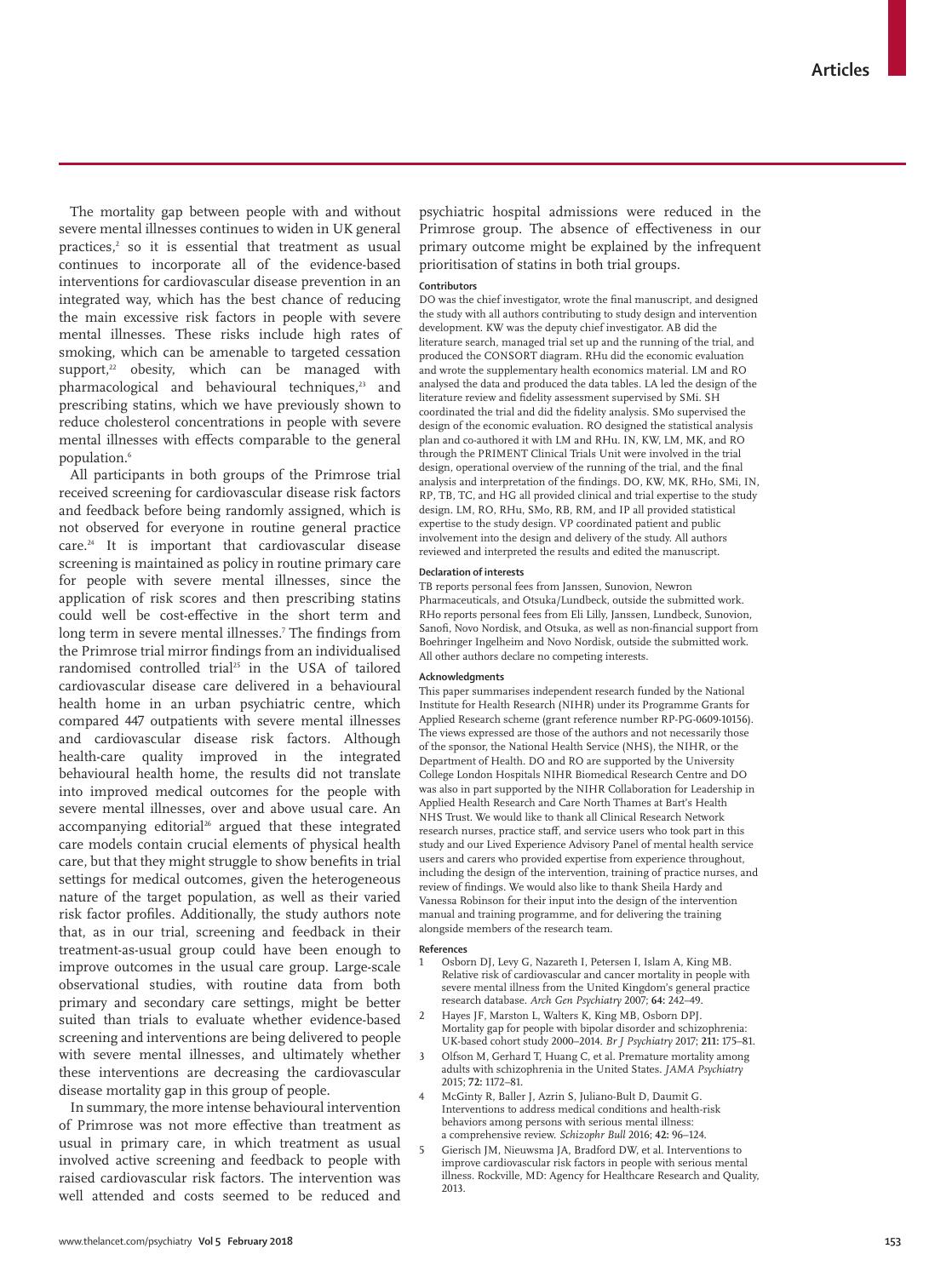The mortality gap between people with and without severe mental illnesses continues to widen in UK general practices,[2] so it is essential that treatment as usual continues to incorporate all of the evidence-based interventions for cardiovascular disease prevention in an integrated way, which has the best chance of reducing the main excessive risk factors in people with severe mental illnesses. These risks include high rates of smoking, which can be amenable to targeted cessation support,[22] obesity, which can be managed with pharmacological and behavioural techniques,[23] and prescribing statins, which we have previously shown to reduce cholesterol concentrations in people with severe mental illnesses with effects comparable to the general population.[6]

All participants in both groups of the Primrose trial received screening for cardiovascular disease risk factors and feedback before being randomly assigned, which is not observed for everyone in routine general practice care.[24] It is important that cardiovascular disease screening is maintained as policy in routine primary care for people with severe mental illnesses, since the application of risk scores and then prescribing statins could well be cost-effective in the short term and long term in severe mental illnesses.[7] The findings from the Primrose trial mirror findings from an individualised randomised controlled trial[25] in the USA of tailored cardiovascular disease care delivered in a behavioural health home in an urban psychiatric centre, which compared 447 outpatients with severe mental illnesses and cardiovascular disease risk factors. Although health-care quality improved in the integrated behavioural health home, the results did not translate into improved medical outcomes for the people with severe mental illnesses, over and above usual care. An accompanying editorial[26] argued that these integrated care models contain crucial elements of physical health care, but that they might struggle to show benefits in trial settings for medical outcomes, given the heterogeneous nature of the target population, as well as their varied risk factor profiles. Additionally, the study authors note that, as in our trial, screening and feedback in their treatment-as-usual group could have been enough to improve outcomes in the usual care group. Large-scale observational studies, with routine data from both primary and secondary care settings, might be better suited than trials to evaluate whether evidence-based screening and interventions are being delivered to people with severe mental illnesses, and ultimately whether these interventions are decreasing the cardiovascular disease mortality gap in this group of people.

In summary, the more intense behavioural intervention of Primrose was not more effective than treatment as usual in primary care, in which treatment as usual involved active screening and feedback to people with raised cardiovascular risk factors. The intervention was well attended and costs seemed to be reduced and psychiatric hospital admissions were reduced in the Primrose group. The absence of effectiveness in our primary outcome might be explained by the infrequent prioritisation of statins in both trial groups.

#### Contributors

DO was the chief investigator, wrote the final manuscript, and designed the study with all authors contributing to study design and intervention development. KW was the deputy chief investigator. AB did the literature search, managed trial set up and the running of the trial, and produced the CONSORT diagram. RHu did the economic evaluation and wrote the supplementary health economics material. LM and RO analysed the data and produced the data tables. LA led the design of the literature review and fidelity assessment supervised by SMi. SH coordinated the trial and did the fidelity analysis. SMo supervised the design of the economic evaluation. RO designed the statistical analysis plan and co-authored it with LM and RHu. IN, KW, LM, MK, and RO through the PRIMENT Clinical Trials Unit were involved in the trial design, operational overview of the running of the trial, and the final analysis and interpretation of the findings. DO, KW, MK, RHo, SMi, IN, RP, TB, TC, and HG all provided clinical and trial expertise to the study design. LM, RO, RHu, SMo, RB, RM, and IP all provided statistical expertise to the study design. VP coordinated patient and public involvement into the design and delivery of the study. All authors reviewed and interpreted the results and edited the manuscript.

#### Declaration of interests

TB reports personal fees from Janssen, Sunovion, Newron Pharmaceuticals, and Otsuka/Lundbeck, outside the submitted work. RHo reports personal fees from Eli Lilly, Janssen, Lundbeck, Sunovion, Sanofi, Novo Nordisk, and Otsuka, as well as non-financial support from Boehringer Ingelheim and Novo Nordisk, outside the submitted work. All other authors declare no competing interests.

#### Acknowledgments

This paper summarises independent research funded by the National Institute for Health Research (NIHR) under its Programme Grants for Applied Research scheme (grant reference number RP-PG-0609-10156). The views expressed are those of the authors and not necessarily those of the sponsor, the National Health Service (NHS), the NIHR, or the Department of Health. DO and RO are supported by the University College London Hospitals NIHR Biomedical Research Centre and DO was also in part supported by the NIHR Collaboration for Leadership in Applied Health Research and Care North Thames at Bart's Health NHS Trust. We would like to thank all Clinical Research Network research nurses, practice staff, and service users who took part in this study and our Lived Experience Advisory Panel of mental health service users and carers who provided expertise from experience throughout, including the design of the intervention, training of practice nurses, and review of findings. We would also like to thank Sheila Hardy and Vanessa Robinson for their input into the design of the intervention manual and training programme, and for delivering the training alongside members of the research team.

#### References

1. Osborn DJ, Levy G, Nazareth I, Petersen I, Islam A, King MB. Relative risk of cardiovascular and cancer mortality in people with severe mental illness from the United Kingdom's general practice research database. *Arch Gen Psychiatry* 2007; **64:** 242–49.
2. Hayes JF, Marston L, Walters K, King MB, Osborn DPJ. Mortality gap for people with bipolar disorder and schizophrenia: UK-based cohort study 2000–2014. *Br J Psychiatry* 2017; **211:** 175–81.
3. Olfson M, Gerhard T, Huang C, et al. Premature mortality among adults with schizophrenia in the United States. *JAMA Psychiatry* 2015; **72:** 1172–81.
4. McGinty R, Baller J, Azrin S, Juliano-Bult D, Daumit G. Interventions to address medical conditions and health-risk behaviors among persons with serious mental illness: a comprehensive review. *Schizophr Bull* 2016; **42:** 96–124.
5. Gierisch JM, Nieuwsma JA, Bradford DW, et al. Interventions to improve cardiovascular risk factors in people with serious mental illness. Rockville, MD: Agency for Healthcare Research and Quality, 2013.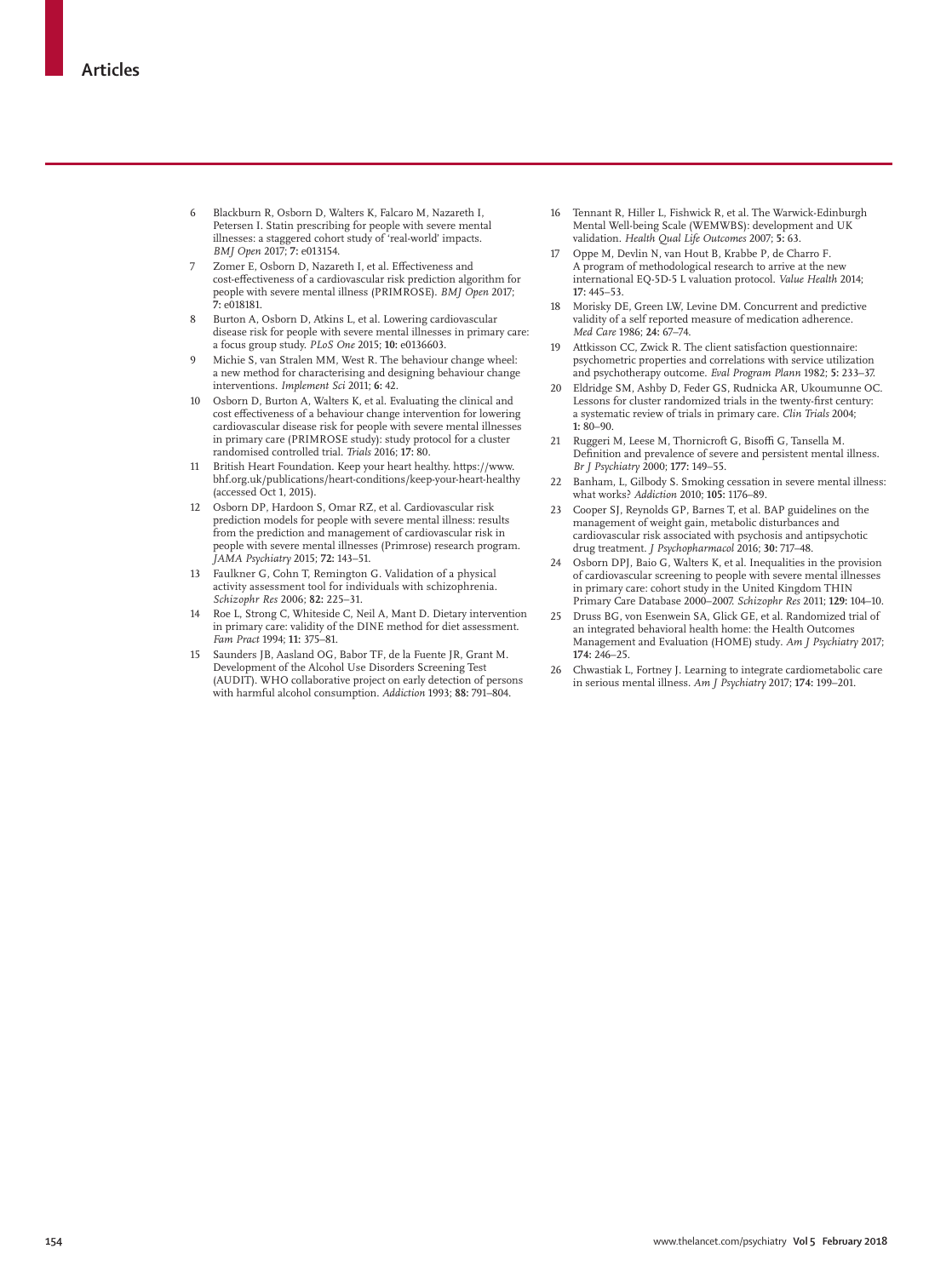6 Blackburn R, Osborn D, Walters K, Falcaro M, Nazareth I, Petersen I. Statin prescribing for people with severe mental illnesses: a staggered cohort study of 'real-world' impacts. *BMJ Open* 2017; **7:** e013154.

7 Zomer E, Osborn D, Nazareth I, et al. Effectiveness and cost-effectiveness of a cardiovascular risk prediction algorithm for people with severe mental illness (PRIMROSE). *BMJ Open* 2017; **7:** e018181.

8 Burton A, Osborn D, Atkins L, et al. Lowering cardiovascular disease risk for people with severe mental illnesses in primary care: a focus group study. *PLoS One* 2015; **10:** e0136603.

9 Michie S, van Stralen MM, West R. The behaviour change wheel: a new method for characterising and designing behaviour change interventions. *Implement Sci* 2011; **6:** 42.

10 Osborn D, Burton A, Walters K, et al. Evaluating the clinical and cost effectiveness of a behaviour change intervention for lowering cardiovascular disease risk for people with severe mental illnesses in primary care (PRIMROSE study): study protocol for a cluster randomised controlled trial. *Trials* 2016; **17:** 80.

11 British Heart Foundation. Keep your heart healthy. https://www.bhf.org.uk/publications/heart-conditions/keep-your-heart-healthy (accessed Oct 1, 2015).

12 Osborn DP, Hardoon S, Omar RZ, et al. Cardiovascular risk prediction models for people with severe mental illness: results from the prediction and management of cardiovascular risk in people with severe mental illnesses (Primrose) research program. *JAMA Psychiatry* 2015; **72:** 143–51.

13 Faulkner G, Cohn T, Remington G. Validation of a physical activity assessment tool for individuals with schizophrenia. *Schizophr Res* 2006; **82:** 225–31.

14 Roe L, Strong C, Whiteside C, Neil A, Mant D. Dietary intervention in primary care: validity of the DINE method for diet assessment. *Fam Pract* 1994; **11:** 375–81.

15 Saunders JB, Aasland OG, Babor TF, de la Fuente JR, Grant M. Development of the Alcohol Use Disorders Screening Test (AUDIT). WHO collaborative project on early detection of persons with harmful alcohol consumption. *Addiction* 1993; **88:** 791–804.

16 Tennant R, Hiller L, Fishwick R, et al. The Warwick-Edinburgh Mental Well-being Scale (WEMWBS): development and UK validation. *Health Qual Life Outcomes* 2007; **5:** 63.

17 Oppe M, Devlin N, van Hout B, Krabbe P, de Charro F. A program of methodological research to arrive at the new international EQ-5D-5 L valuation protocol. *Value Health* 2014; **17:** 445–53.

18 Morisky DE, Green LW, Levine DM. Concurrent and predictive validity of a self reported measure of medication adherence. *Med Care* 1986; **24:** 67–74.

19 Attkisson CC, Zwick R. The client satisfaction questionnaire: psychometric properties and correlations with service utilization and psychotherapy outcome. *Eval Program Plann* 1982; **5:** 233–37.

20 Eldridge SM, Ashby D, Feder GS, Rudnicka AR, Ukoumunne OC. Lessons for cluster randomized trials in the twenty-first century: a systematic review of trials in primary care. *Clin Trials* 2004; **1:** 80–90.

21 Ruggeri M, Leese M, Thornicroft G, Bisoffi G, Tansella M. Definition and prevalence of severe and persistent mental illness. *Br J Psychiatry* 2000; **177:** 149–55.

22 Banham, L, Gilbody S. Smoking cessation in severe mental illness: what works? *Addiction* 2010; **105:** 1176–89.

23 Cooper SJ, Reynolds GP, Barnes T, et al. BAP guidelines on the management of weight gain, metabolic disturbances and cardiovascular risk associated with psychosis and antipsychotic drug treatment. *J Psychopharmacol* 2016; **30:** 717–48.

24 Osborn DPJ, Baio G, Walters K, et al. Inequalities in the provision of cardiovascular screening to people with severe mental illnesses in primary care: cohort study in the United Kingdom THIN Primary Care Database 2000–2007. *Schizophr Res* 2011; **129:** 104–10.

25 Druss BG, von Esenwein SA, Glick GE, et al. Randomized trial of an integrated behavioral health home: the Health Outcomes Management and Evaluation (HOME) study. *Am J Psychiatry* 2017; **174:** 246–25.

26 Chwastiak L, Fortney J. Learning to integrate cardiometabolic care in serious mental illness. *Am J Psychiatry* 2017; **174:** 199–201.